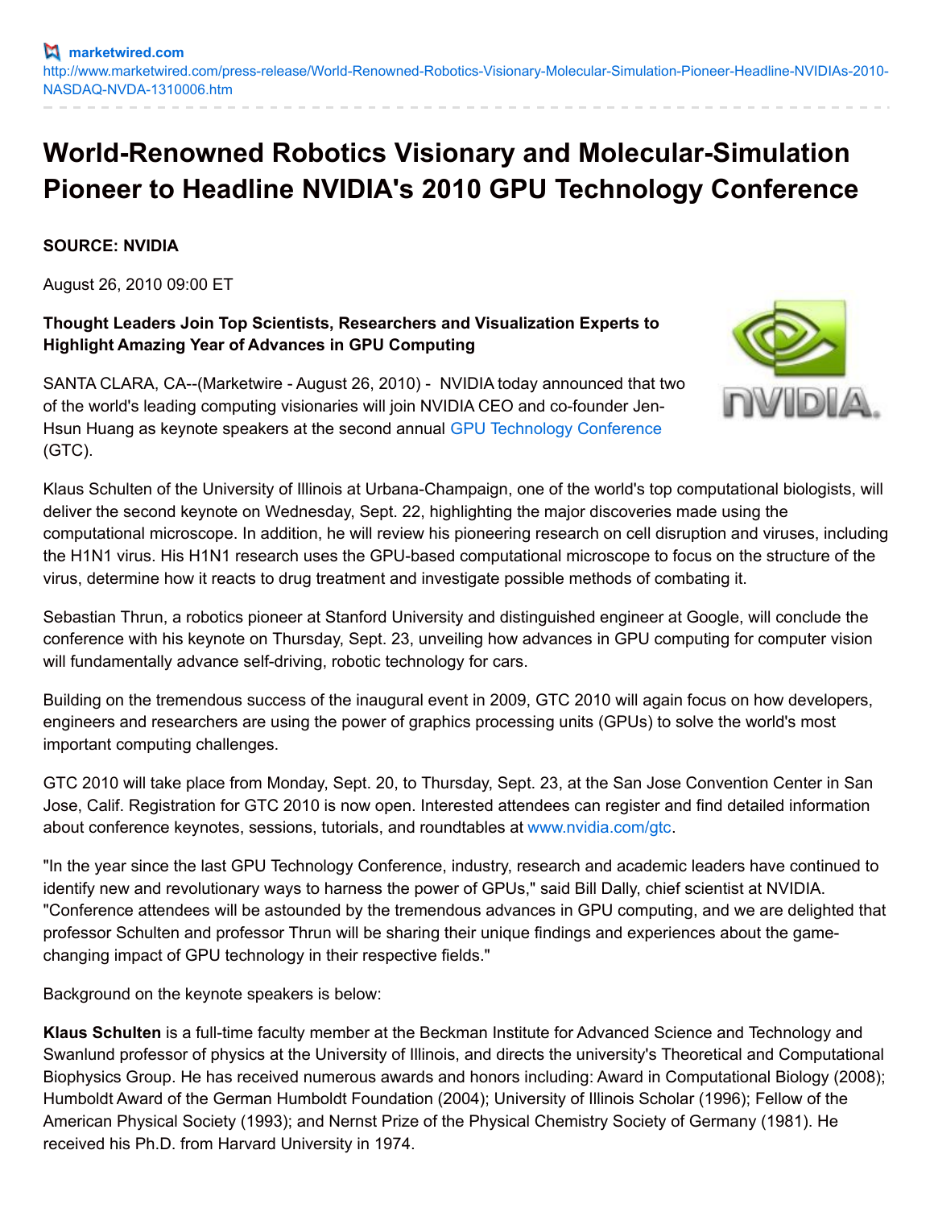marketwired.com
http://www.marketwired.com/press-release/World-Renowned-Robotics-Visionary-Molecular-Simulation-Pioneer-Headline-NVIDIAs-2010-NASDAQ-NVDA-1310006.htm

# World-Renowned Robotics Visionary and Molecular-Simulation Pioneer to Headline NVIDIA's 2010 GPU Technology Conference

**SOURCE: NVIDIA**

August 26, 2010 09:00 ET

**Thought Leaders Join Top Scientists, Researchers and Visualization Experts to Highlight Amazing Year of Advances in GPU Computing**

SANTA CLARA, CA--(Marketwire - August 26, 2010) - NVIDIA today announced that two of the world's leading computing visionaries will join NVIDIA CEO and co-founder Jen-Hsun Huang as keynote speakers at the second annual GPU Technology Conference (GTC).

Klaus Schulten of the University of Illinois at Urbana-Champaign, one of the world's top computational biologists, will deliver the second keynote on Wednesday, Sept. 22, highlighting the major discoveries made using the computational microscope. In addition, he will review his pioneering research on cell disruption and viruses, including the H1N1 virus. His H1N1 research uses the GPU-based computational microscope to focus on the structure of the virus, determine how it reacts to drug treatment and investigate possible methods of combating it.

Sebastian Thrun, a robotics pioneer at Stanford University and distinguished engineer at Google, will conclude the conference with his keynote on Thursday, Sept. 23, unveiling how advances in GPU computing for computer vision will fundamentally advance self-driving, robotic technology for cars.

Building on the tremendous success of the inaugural event in 2009, GTC 2010 will again focus on how developers, engineers and researchers are using the power of graphics processing units (GPUs) to solve the world's most important computing challenges.

GTC 2010 will take place from Monday, Sept. 20, to Thursday, Sept. 23, at the San Jose Convention Center in San Jose, Calif. Registration for GTC 2010 is now open. Interested attendees can register and find detailed information about conference keynotes, sessions, tutorials, and roundtables at www.nvidia.com/gtc.

"In the year since the last GPU Technology Conference, industry, research and academic leaders have continued to identify new and revolutionary ways to harness the power of GPUs," said Bill Dally, chief scientist at NVIDIA. "Conference attendees will be astounded by the tremendous advances in GPU computing, and we are delighted that professor Schulten and professor Thrun will be sharing their unique findings and experiences about the game-changing impact of GPU technology in their respective fields."

Background on the keynote speakers is below:

**Klaus Schulten** is a full-time faculty member at the Beckman Institute for Advanced Science and Technology and Swanlund professor of physics at the University of Illinois, and directs the university's Theoretical and Computational Biophysics Group. He has received numerous awards and honors including: Award in Computational Biology (2008); Humboldt Award of the German Humboldt Foundation (2004); University of Illinois Scholar (1996); Fellow of the American Physical Society (1993); and Nernst Prize of the Physical Chemistry Society of Germany (1981). He received his Ph.D. from Harvard University in 1974.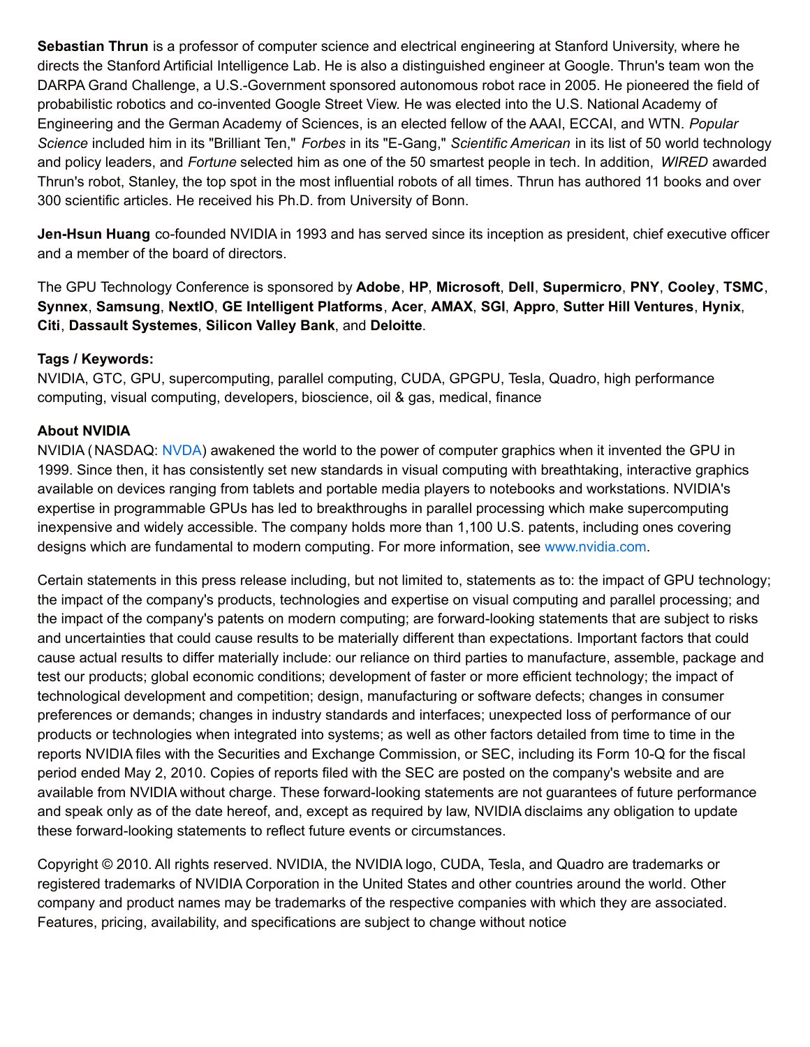**Sebastian Thrun** is a professor of computer science and electrical engineering at Stanford University, where he directs the Stanford Artificial Intelligence Lab. He is also a distinguished engineer at Google. Thrun's team won the DARPA Grand Challenge, a U.S.-Government sponsored autonomous robot race in 2005. He pioneered the field of probabilistic robotics and co-invented Google Street View. He was elected into the U.S. National Academy of Engineering and the German Academy of Sciences, is an elected fellow of the AAAI, ECCAI, and WTN. *Popular Science* included him in its "Brilliant Ten," *Forbes* in its "E-Gang," *Scientific American* in its list of 50 world technology and policy leaders, and *Fortune* selected him as one of the 50 smartest people in tech. In addition, *WIRED* awarded Thrun's robot, Stanley, the top spot in the most influential robots of all times. Thrun has authored 11 books and over 300 scientific articles. He received his Ph.D. from University of Bonn.

**Jen-Hsun Huang** co-founded NVIDIA in 1993 and has served since its inception as president, chief executive officer and a member of the board of directors.

The GPU Technology Conference is sponsored by **Adobe**, **HP**, **Microsoft**, **Dell**, **Supermicro**, **PNY**, **Cooley**, **TSMC**, **Synnex**, **Samsung**, **NextIO**, **GE Intelligent Platforms**, **Acer**, **AMAX**, **SGI**, **Appro**, **Sutter Hill Ventures**, **Hynix**, **Citi**, **Dassault Systemes**, **Silicon Valley Bank**, and **Deloitte**.

**Tags / Keywords:**

NVIDIA, GTC, GPU, supercomputing, parallel computing, CUDA, GPGPU, Tesla, Quadro, high performance computing, visual computing, developers, bioscience, oil & gas, medical, finance

**About NVIDIA**

NVIDIA ( NASDAQ: NVDA) awakened the world to the power of computer graphics when it invented the GPU in 1999. Since then, it has consistently set new standards in visual computing with breathtaking, interactive graphics available on devices ranging from tablets and portable media players to notebooks and workstations. NVIDIA's expertise in programmable GPUs has led to breakthroughs in parallel processing which make supercomputing inexpensive and widely accessible. The company holds more than 1,100 U.S. patents, including ones covering designs which are fundamental to modern computing. For more information, see www.nvidia.com.

Certain statements in this press release including, but not limited to, statements as to: the impact of GPU technology; the impact of the company's products, technologies and expertise on visual computing and parallel processing; and the impact of the company's patents on modern computing; are forward-looking statements that are subject to risks and uncertainties that could cause results to be materially different than expectations. Important factors that could cause actual results to differ materially include: our reliance on third parties to manufacture, assemble, package and test our products; global economic conditions; development of faster or more efficient technology; the impact of technological development and competition; design, manufacturing or software defects; changes in consumer preferences or demands; changes in industry standards and interfaces; unexpected loss of performance of our products or technologies when integrated into systems; as well as other factors detailed from time to time in the reports NVIDIA files with the Securities and Exchange Commission, or SEC, including its Form 10-Q for the fiscal period ended May 2, 2010. Copies of reports filed with the SEC are posted on the company's website and are available from NVIDIA without charge. These forward-looking statements are not guarantees of future performance and speak only as of the date hereof, and, except as required by law, NVIDIA disclaims any obligation to update these forward-looking statements to reflect future events or circumstances.

Copyright © 2010. All rights reserved. NVIDIA, the NVIDIA logo, CUDA, Tesla, and Quadro are trademarks or registered trademarks of NVIDIA Corporation in the United States and other countries around the world. Other company and product names may be trademarks of the respective companies with which they are associated. Features, pricing, availability, and specifications are subject to change without notice